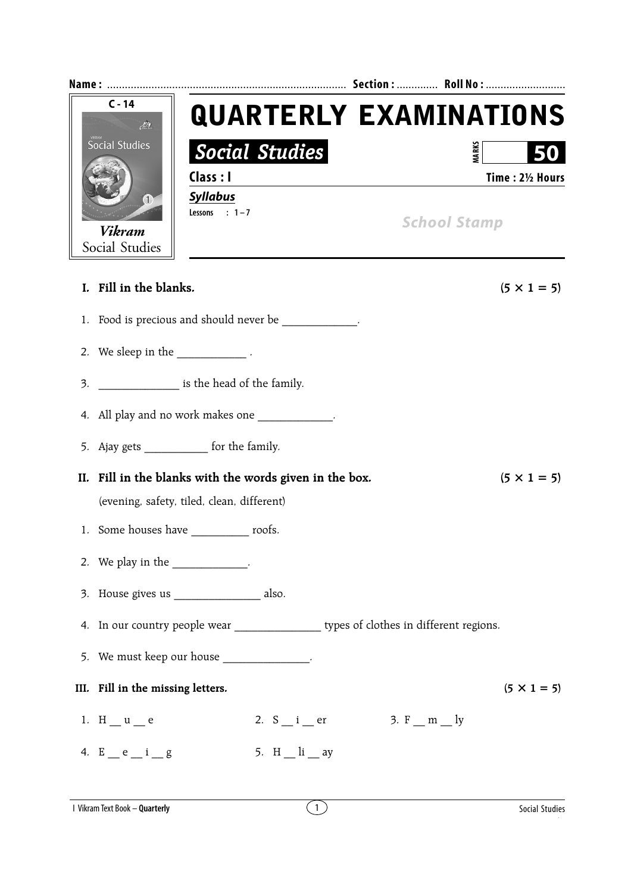Name : ................................................................................ Section : ............. Roll No : ...........................

C - 14

Vikram Social Studies

# QUARTERLY EXAMINATIONS

## Social Studies

MARKS **50**

**Class : I** **Time : 2½ Hours**

***Syllabus***

Lessons : 1 – 7

School Stamp

**I. Fill in the blanks.** **(5 × 1 = 5)**

1. Food is precious and should never be _____________.
2. We sleep in the ____________ .
3. ______________ is the head of the family.
4. All play and no work makes one _____________.
5. Ajay gets ___________ for the family.

**II. Fill in the blanks with the words given in the box.** **(5 × 1 = 5)**

(evening, safety, tiled, clean, different)

1. Some houses have __________ roofs.
2. We play in the _____________.
3. House gives us _______________ also.
4. In our country people wear _______________ types of clothes in different regions.
5. We must keep our house _______________.

**III. Fill in the missing letters.** **(5 × 1 = 5)**

1. H __ u __ e
2. S __ i __ er
3. F __ m __ ly
4. E __ e __ i __ g
5. H __ li __ ay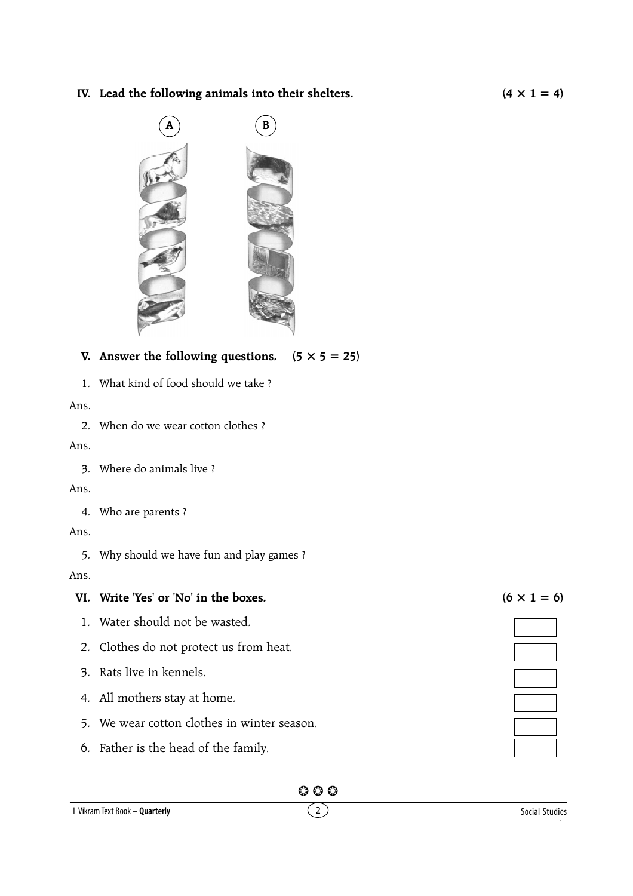## IV. Lead the following animals into their shelters. (4 × 1 = 4)

A    B

## V. Answer the following questions. (5 × 5 = 25)

1. What kind of food should we take ?

Ans.

2. When do we wear cotton clothes ?

Ans.

3. Where do animals live ?

Ans.

4. Who are parents ?

Ans.

5. Why should we have fun and play games ?

Ans.

## VI. Write 'Yes' or 'No' in the boxes. (6 × 1 = 6)

1. Water should not be wasted.
2. Clothes do not protect us from heat.
3. Rats live in kennels.
4. All mothers stay at home.
5. We wear cotton clothes in winter season.
6. Father is the head of the family.

✪ ✪ ✪